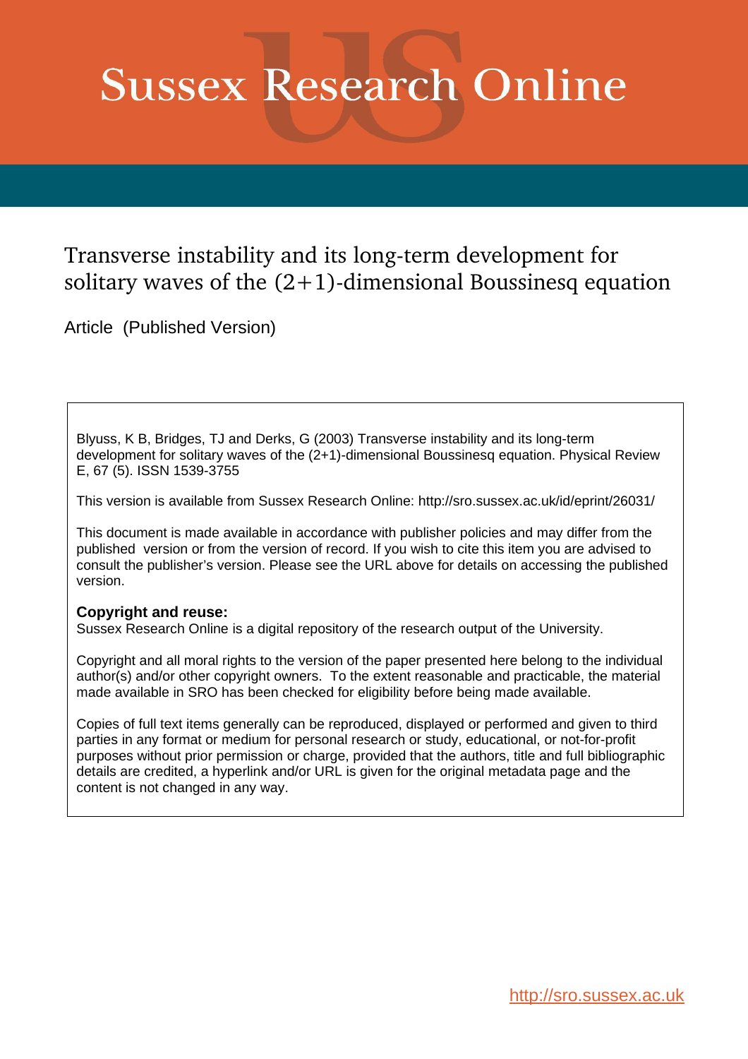# Sussex Research Online

## Transverse instability and its long-term development for solitary waves of the (2+1)-dimensional Boussinesq equation

Article (Published Version)

Blyuss, K B, Bridges, TJ and Derks, G (2003) Transverse instability and its long-term development for solitary waves of the (2+1)-dimensional Boussinesq equation. Physical Review E, 67 (5). ISSN 1539-3755

This version is available from Sussex Research Online: http://sro.sussex.ac.uk/id/eprint/26031/

This document is made available in accordance with publisher policies and may differ from the published version or from the version of record. If you wish to cite this item you are advised to consult the publisher's version. Please see the URL above for details on accessing the published version.

**Copyright and reuse:**
Sussex Research Online is a digital repository of the research output of the University.

Copyright and all moral rights to the version of the paper presented here belong to the individual author(s) and/or other copyright owners. To the extent reasonable and practicable, the material made available in SRO has been checked for eligibility before being made available.

Copies of full text items generally can be reproduced, displayed or performed and given to third parties in any format or medium for personal research or study, educational, or not-for-profit purposes without prior permission or charge, provided that the authors, title and full bibliographic details are credited, a hyperlink and/or URL is given for the original metadata page and the content is not changed in any way.

http://sro.sussex.ac.uk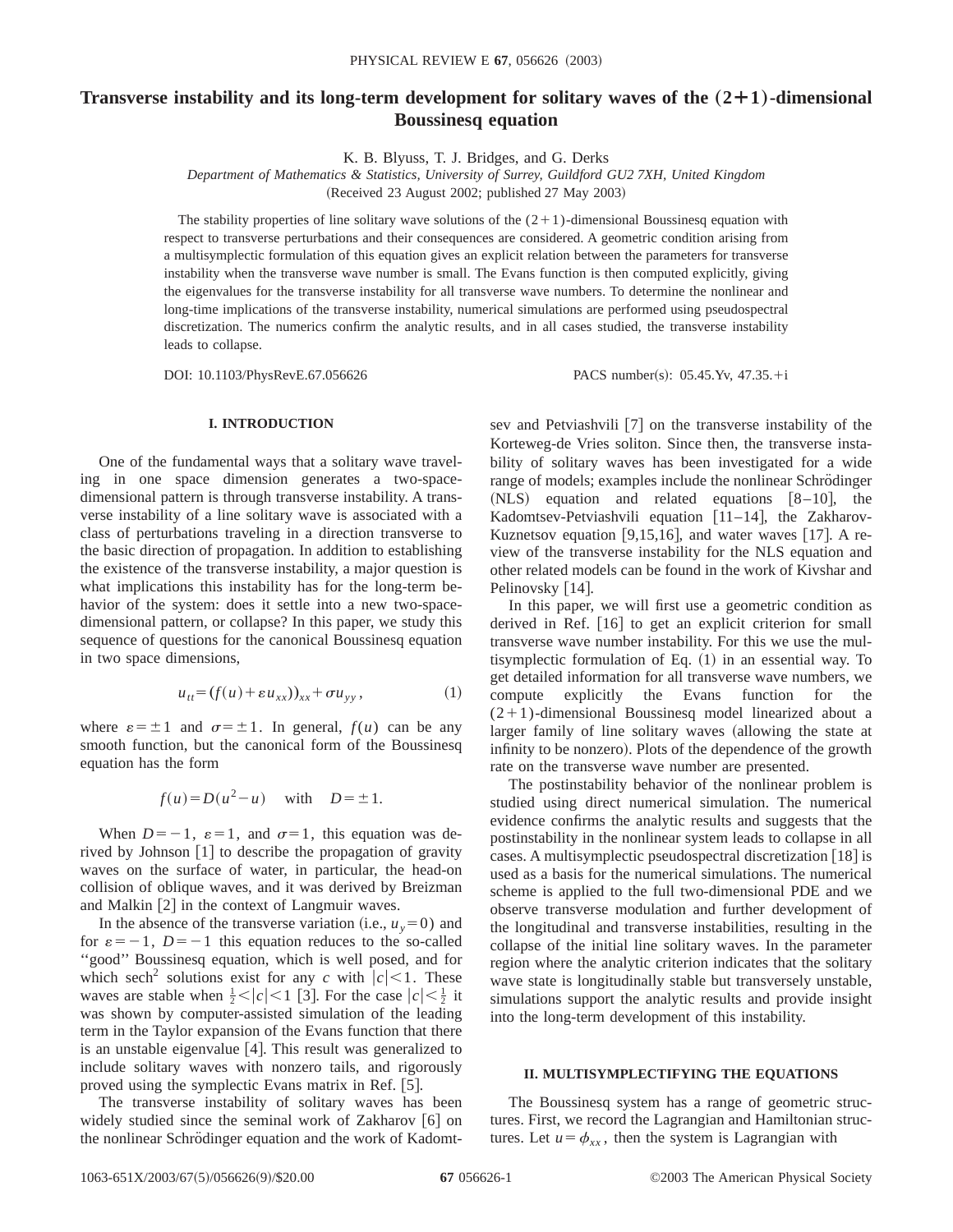# Transverse instability and its long-term development for solitary waves of the (2+1)-dimensional Boussinesq equation

K. B. Blyuss, T. J. Bridges, and G. Derks

*Department of Mathematics & Statistics, University of Surrey, Guildford GU2 7XH, United Kingdom*

(Received 23 August 2002; published 27 May 2003)

The stability properties of line solitary wave solutions of the $(2+1)$-dimensional Boussinesq equation with respect to transverse perturbations and their consequences are considered. A geometric condition arising from a multisymplectic formulation of this equation gives an explicit relation between the parameters for transverse instability when the transverse wave number is small. The Evans function is then computed explicitly, giving the eigenvalues for the transverse instability for all transverse wave numbers. To determine the nonlinear and long-time implications of the transverse instability, numerical simulations are performed using pseudospectral discretization. The numerics confirm the analytic results, and in all cases studied, the transverse instability leads to collapse.

DOI: 10.1103/PhysRevE.67.056626 PACS number(s): 05.45.Yv, 47.35.+i

## I. INTRODUCTION

One of the fundamental ways that a solitary wave traveling in one space dimension generates a two-space-dimensional pattern is through transverse instability. A transverse instability of a line solitary wave is associated with a class of perturbations traveling in a direction transverse to the basic direction of propagation. In addition to establishing the existence of the transverse instability, a major question is what implications this instability has for the long-term behavior of the system: does it settle into a new two-space-dimensional pattern, or collapse? In this paper, we study this sequence of questions for the canonical Boussinesq equation in two space dimensions,

$$u_{tt}=(f(u)+\varepsilon u_{xx}))_{xx}+\sigma u_{yy}, \tag{1}$$

where $\varepsilon=\pm 1$ and $\sigma=\pm 1$. In general, $f(u)$ can be any smooth function, but the canonical form of the Boussinesq equation has the form

$$f(u)=D(u^2-u) \quad \text{with} \quad D=\pm 1.$$

When $D=-1$, $\varepsilon=1$, and $\sigma=1$, this equation was derived by Johnson [1] to describe the propagation of gravity waves on the surface of water, in particular, the head-on collision of oblique waves, and it was derived by Breizman and Malkin [2] in the context of Langmuir waves.

In the absence of the transverse variation (i.e., $u_y=0$) and for $\varepsilon=-1$, $D=-1$ this equation reduces to the so-called "good" Boussinesq equation, which is well posed, and for which $\mathrm{sech}^2$ solutions exist for any $c$ with $|c|<1$. These waves are stable when $\frac{1}{2}<|c|<1$ [3]. For the case $|c|<\frac{1}{2}$ it was shown by computer-assisted simulation of the leading term in the Taylor expansion of the Evans function that there is an unstable eigenvalue [4]. This result was generalized to include solitary waves with nonzero tails, and rigorously proved using the symplectic Evans matrix in Ref. [5].

The transverse instability of solitary waves has been widely studied since the seminal work of Zakharov [6] on the nonlinear Schrödinger equation and the work of Kadomtsev and Petviashvili [7] on the transverse instability of the Korteweg-de Vries soliton. Since then, the transverse instability of solitary waves has been investigated for a wide range of models; examples include the nonlinear Schrödinger (NLS) equation and related equations [8–10], the Kadomtsev-Petviashvili equation [11–14], the Zakharov-Kuznetsov equation [9,15,16], and water waves [17]. A review of the transverse instability for the NLS equation and other related models can be found in the work of Kivshar and Pelinovsky [14].

In this paper, we will first use a geometric condition as derived in Ref. [16] to get an explicit criterion for small transverse wave number instability. For this we use the multisymplectic formulation of Eq. (1) in an essential way. To get detailed information for all transverse wave numbers, we compute explicitly the Evans function for the $(2+1)$-dimensional Boussinesq model linearized about a larger family of line solitary waves (allowing the state at infinity to be nonzero). Plots of the dependence of the growth rate on the transverse wave number are presented.

The postinstability behavior of the nonlinear problem is studied using direct numerical simulation. The numerical evidence confirms the analytic results and suggests that the postinstability in the nonlinear system leads to collapse in all cases. A multisymplectic pseudospectral discretization [18] is used as a basis for the numerical simulations. The numerical scheme is applied to the full two-dimensional PDE and we observe transverse modulation and further development of the longitudinal and transverse instabilities, resulting in the collapse of the initial line solitary waves. In the parameter region where the analytic criterion indicates that the solitary wave state is longitudinally stable but transversely unstable, simulations support the analytic results and provide insight into the long-term development of this instability.

## II. MULTISYMPLECTIFYING THE EQUATIONS

The Boussinesq system has a range of geometric structures. First, we record the Lagrangian and Hamiltonian structures. Let $u=\phi_{xx}$, then the system is Lagrangian with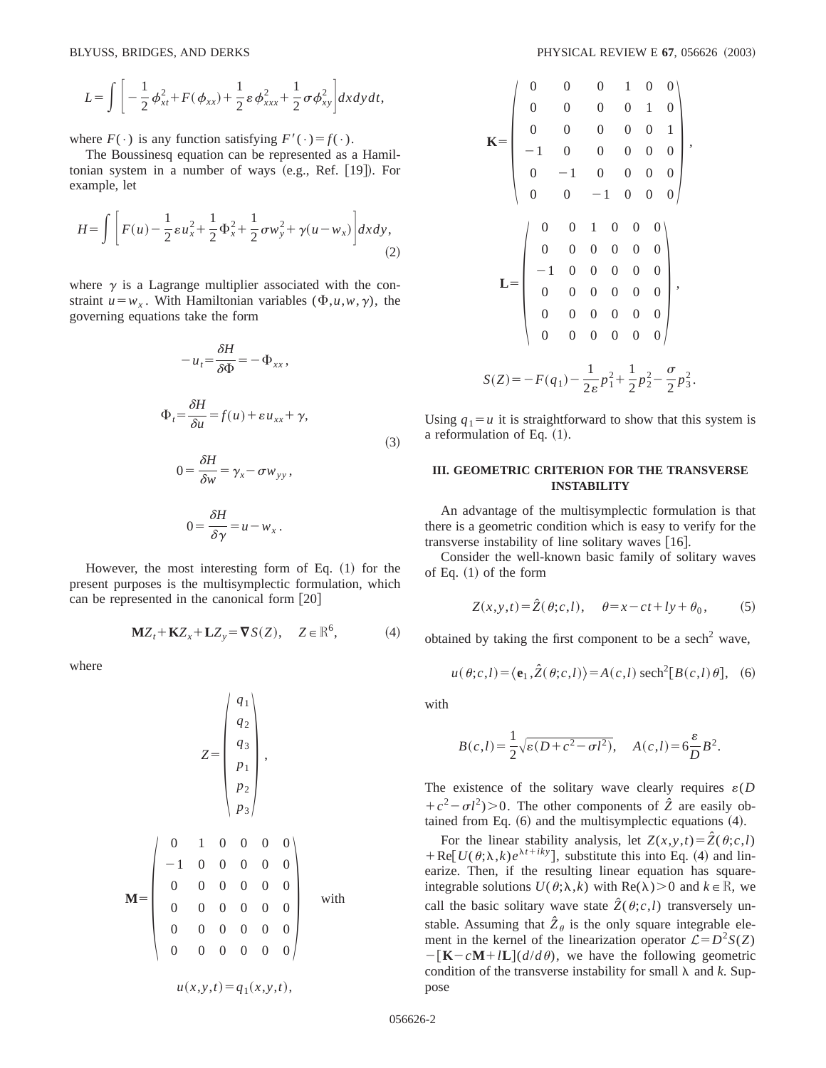$$L = \int \left[ -\frac{1}{2}\phi_{xt}^2 + F(\phi_{xx}) + \frac{1}{2}\varepsilon\phi_{xxx}^2 + \frac{1}{2}\sigma\phi_{xy}^2 \right] dx\,dy\,dt,$$

where $F(\cdot)$ is any function satisfying $F'(\cdot) = f(\cdot)$.

The Boussinesq equation can be represented as a Hamiltonian system in a number of ways (e.g., Ref. [19]). For example, let

$$H = \int \left[ F(u) - \frac{1}{2}\varepsilon u_x^2 + \frac{1}{2}\Phi_x^2 + \frac{1}{2}\sigma w_y^2 + \gamma(u - w_x) \right] dx\,dy, \tag{2}$$

where $\gamma$ is a Lagrange multiplier associated with the constraint $u = w_x$. With Hamiltonian variables $(\Phi, u, w, \gamma)$, the governing equations take the form

$$-u_t = \frac{\delta H}{\delta \Phi} = -\Phi_{xx},$$

$$\Phi_t = \frac{\delta H}{\delta u} = f(u) + \varepsilon u_{xx} + \gamma, \tag{3}$$

$$0 = \frac{\delta H}{\delta w} = \gamma_x - \sigma w_{yy},$$

$$0 = \frac{\delta H}{\delta \gamma} = u - w_x.$$

However, the most interesting form of Eq. (1) for the present purposes is the multisymplectic formulation, which can be represented in the canonical form [20]

$$\mathbf{M}Z_t + \mathbf{K}Z_x + \mathbf{L}Z_y = \boldsymbol{\nabla} S(Z), \quad Z \in \mathbb{R}^6, \tag{4}$$

where

$$Z = \begin{pmatrix} q_1 \\ q_2 \\ q_3 \\ p_1 \\ p_2 \\ p_3 \end{pmatrix},$$

$$\mathbf{M} = \begin{pmatrix} 0 & 1 & 0 & 0 & 0 & 0 \\ -1 & 0 & 0 & 0 & 0 & 0 \\ 0 & 0 & 0 & 0 & 0 & 0 \\ 0 & 0 & 0 & 0 & 0 & 0 \\ 0 & 0 & 0 & 0 & 0 & 0 \\ 0 & 0 & 0 & 0 & 0 & 0 \end{pmatrix} \quad \text{with}$$

$$u(x,y,t) = q_1(x,y,t),$$

$$\mathbf{K} = \begin{pmatrix} 0 & 0 & 0 & 1 & 0 & 0 \\ 0 & 0 & 0 & 0 & 1 & 0 \\ 0 & 0 & 0 & 0 & 0 & 1 \\ -1 & 0 & 0 & 0 & 0 & 0 \\ 0 & -1 & 0 & 0 & 0 & 0 \\ 0 & 0 & -1 & 0 & 0 & 0 \end{pmatrix},$$

$$\mathbf{L} = \begin{pmatrix} 0 & 0 & 1 & 0 & 0 & 0 \\ 0 & 0 & 0 & 0 & 0 & 0 \\ -1 & 0 & 0 & 0 & 0 & 0 \\ 0 & 0 & 0 & 0 & 0 & 0 \\ 0 & 0 & 0 & 0 & 0 & 0 \\ 0 & 0 & 0 & 0 & 0 & 0 \end{pmatrix},$$

$$S(Z) = -F(q_1) - \frac{1}{2\varepsilon}p_1^2 + \frac{1}{2}p_2^2 - \frac{\sigma}{2}p_3^2.$$

Using $q_1 = u$ it is straightforward to show that this system is a reformulation of Eq. (1).

## III. GEOMETRIC CRITERION FOR THE TRANSVERSE INSTABILITY

An advantage of the multisymplectic formulation is that there is a geometric condition which is easy to verify for the transverse instability of line solitary waves [16].

Consider the well-known basic family of solitary waves of Eq. (1) of the form

$$Z(x,y,t) = \hat{Z}(\theta; c, l), \quad \theta = x - ct + ly + \theta_0, \tag{5}$$

obtained by taking the first component to be a $\mathrm{sech}^2$ wave,

$$u(\theta; c, l) = \langle \mathbf{e}_1, \hat{Z}(\theta; c, l) \rangle = A(c,l)\,\mathrm{sech}^2[B(c,l)\theta], \tag{6}$$

with

$$B(c,l) = \frac{1}{2}\sqrt{\varepsilon(D + c^2 - \sigma l^2)}, \quad A(c,l) = 6\frac{\varepsilon}{D}B^2.$$

The existence of the solitary wave clearly requires $\varepsilon(D + c^2 - \sigma l^2) > 0$. The other components of $\hat{Z}$ are easily obtained from Eq. (6) and the multisymplectic equations (4).

For the linear stability analysis, let $Z(x,y,t) = \hat{Z}(\theta; c, l) + \mathrm{Re}[U(\theta; \lambda, k)e^{\lambda t + iky}]$, substitute this into Eq. (4) and linearize. Then, if the resulting linear equation has square-integrable solutions $U(\theta; \lambda, k)$ with $\mathrm{Re}(\lambda) > 0$ and $k \in \mathbb{R}$, we call the basic solitary wave state $\hat{Z}(\theta; c, l)$ transversely unstable. Assuming that $\hat{Z}_\theta$ is the only square integrable element in the kernel of the linearization operator $\mathcal{L} = D^2 S(Z) - [\mathbf{K} - c\mathbf{M} + l\mathbf{L}](d/d\theta)$, we have the following geometric condition of the transverse instability for small $\lambda$ and $k$. Suppose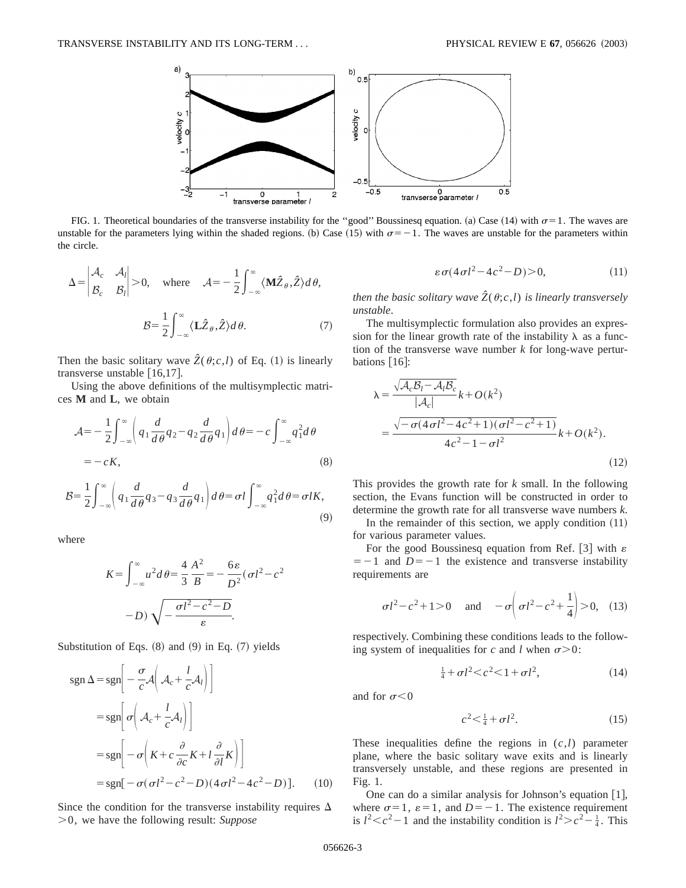FIG. 1. Theoretical boundaries of the transverse instability for the "good" Boussinesq equation. (a) Case (14) with $\sigma=1$. The waves are unstable for the parameters lying within the shaded regions. (b) Case (15) with $\sigma=-1$. The waves are unstable for the parameters within the circle.

$$\Delta=\begin{vmatrix}\mathcal{A}_c & \mathcal{A}_l\\ \mathcal{B}_c & \mathcal{B}_l\end{vmatrix}>0,\quad \text{where}\quad \mathcal{A}=-\frac{1}{2}\int_{-\infty}^{\infty}\langle \mathbf{M}\hat{Z}_\theta,\hat{Z}\rangle d\theta,$$

$$\mathcal{B}=\frac{1}{2}\int_{-\infty}^{\infty}\langle \mathbf{L}\hat{Z}_\theta,\hat{Z}\rangle d\theta. \tag{7}$$

Then the basic solitary wave $\hat{Z}(\theta;c,l)$ of Eq. (1) is linearly transverse unstable [16,17].

Using the above definitions of the multisymplectic matrices $\mathbf{M}$ and $\mathbf{L}$, we obtain

$$\mathcal{A}=-\frac{1}{2}\int_{-\infty}^{\infty}\left(q_1\frac{d}{d\theta}q_2-q_2\frac{d}{d\theta}q_1\right)d\theta=-c\int_{-\infty}^{\infty}q_1^2 d\theta$$
$$=-cK, \tag{8}$$

$$\mathcal{B}=\frac{1}{2}\int_{-\infty}^{\infty}\left(q_1\frac{d}{d\theta}q_3-q_3\frac{d}{d\theta}q_1\right)d\theta=\sigma l\int_{-\infty}^{\infty}q_1^2 d\theta=\sigma l K, \tag{9}$$

where

$$K=\int_{-\infty}^{\infty}u^2 d\theta=\frac{4}{3}\frac{A^2}{B}=-\frac{6\varepsilon}{D^2}(\sigma l^2-c^2-D)\sqrt{-\frac{\sigma l^2-c^2-D}{\varepsilon}}.$$

Substitution of Eqs. (8) and (9) in Eq. (7) yields

$$\operatorname{sgn}\Delta=\operatorname{sgn}\left[-\frac{\sigma}{c}\mathcal{A}\left(\mathcal{A}_c+\frac{l}{c}\mathcal{A}_l\right)\right]$$
$$=\operatorname{sgn}\left[\sigma\left(\mathcal{A}_c+\frac{l}{c}\mathcal{A}_l\right)\right]$$
$$=\operatorname{sgn}\left[-\sigma\left(K+c\frac{\partial}{\partial c}K+l\frac{\partial}{\partial l}K\right)\right]$$
$$=\operatorname{sgn}[-\sigma(\sigma l^2-c^2-D)(4\sigma l^2-4c^2-D)]. \tag{10}$$

Since the condition for the transverse instability requires $\Delta>0$, we have the following result: *Suppose*

$$\varepsilon\sigma(4\sigma l^2-4c^2-D)>0, \tag{11}$$

*then the basic solitary wave $\hat{Z}(\theta;c,l)$ is linearly transversely unstable*.

The multisymplectic formulation also provides an expression for the linear growth rate of the instability $\lambda$ as a function of the transverse wave number $k$ for long-wave perturbations [16]:

$$\lambda=\frac{\sqrt{\mathcal{A}_c\mathcal{B}_l-\mathcal{A}_l\mathcal{B}_c}}{|\mathcal{A}_c|}k+O(k^2)$$
$$=\frac{\sqrt{-\sigma(4\sigma l^2-4c^2+1)(\sigma l^2-c^2+1)}}{4c^2-1-\sigma l^2}k+O(k^2). \tag{12}$$

This provides the growth rate for $k$ small. In the following section, the Evans function will be constructed in order to determine the growth rate for all transverse wave numbers $k$.

In the remainder of this section, we apply condition (11) for various parameter values.

For the good Boussinesq equation from Ref. [3] with $\varepsilon=-1$ and $D=-1$ the existence and transverse instability requirements are

$$\sigma l^2-c^2+1>0\quad\text{and}\quad -\sigma\left(\sigma l^2-c^2+\frac{1}{4}\right)>0, \tag{13}$$

respectively. Combining these conditions leads to the following system of inequalities for $c$ and $l$ when $\sigma>0$:

$$\tfrac{1}{4}+\sigma l^2<c^2<1+\sigma l^2, \tag{14}$$

and for $\sigma<0$

$$c^2<\tfrac{1}{4}+\sigma l^2. \tag{15}$$

These inequalities define the regions in $(c,l)$ parameter plane, where the basic solitary wave exits and is linearly transversely unstable, and these regions are presented in Fig. 1.

One can do a similar analysis for Johnson's equation [1], where $\sigma=1$, $\varepsilon=1$, and $D=-1$. The existence requirement is $l^2<c^2-1$ and the instability condition is $l^2>c^2-\frac{1}{4}$. This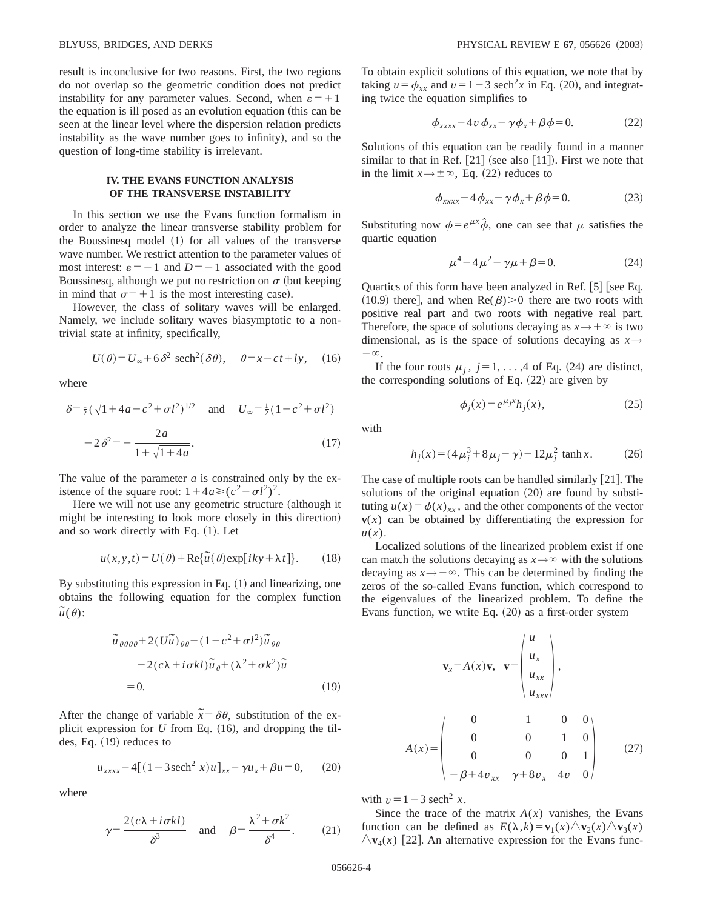result is inconclusive for two reasons. First, the two regions do not overlap so the geometric condition does not predict instability for any parameter values. Second, when $\varepsilon=+1$ the equation is ill posed as an evolution equation (this can be seen at the linear level where the dispersion relation predicts instability as the wave number goes to infinity), and so the question of long-time stability is irrelevant.

## IV. THE EVANS FUNCTION ANALYSIS OF THE TRANSVERSE INSTABILITY

In this section we use the Evans function formalism in order to analyze the linear transverse stability problem for the Boussinesq model (1) for all values of the transverse wave number. We restrict attention to the parameter values of most interest: $\varepsilon=-1$ and $D=-1$ associated with the good Boussinesq, although we put no restriction on $\sigma$ (but keeping in mind that $\sigma=+1$ is the most interesting case).

However, the class of solitary waves will be enlarged. Namely, we include solitary waves biasymptotic to a nontrivial state at infinity, specifically,

$$U(\theta)=U_\infty+6\delta^2\,\mathrm{sech}^2(\delta\theta),\quad \theta=x-ct+ly, \tag{16}$$

where

$$\delta=\tfrac{1}{2}(\sqrt{1+4a}-c^2+\sigma l^2)^{1/2}\quad\text{and}\quad U_\infty=\tfrac{1}{2}(1-c^2+\sigma l^2)$$
$$-2\delta^2=-\frac{2a}{1+\sqrt{1+4a}}. \tag{17}$$

The value of the parameter $a$ is constrained only by the existence of the square root: $1+4a\geqslant(c^2-\sigma l^2)^2$.

Here we will not use any geometric structure (although it might be interesting to look more closely in this direction) and so work directly with Eq. (1). Let

$$u(x,y,t)=U(\theta)+\mathrm{Re}\{\tilde{u}(\theta)\exp[iky+\lambda t]\}. \tag{18}$$

By substituting this expression in Eq. (1) and linearizing, one obtains the following equation for the complex function $\tilde{u}(\theta)$:

$$\begin{aligned}\tilde{u}_{\theta\theta\theta\theta}&+2(U\tilde{u})_{\theta\theta}-(1-c^2+\sigma l^2)\tilde{u}_{\theta\theta}\\&-2(c\lambda+i\sigma kl)\tilde{u}_\theta+(\lambda^2+\sigma k^2)\tilde{u}\\&=0.\end{aligned} \tag{19}$$

After the change of variable $\tilde{x}=\delta\theta$, substitution of the explicit expression for $U$ from Eq. (16), and dropping the tildes, Eq. (19) reduces to

$$u_{xxxx}-4[(1-3\,\mathrm{sech}^2\,x)u]_{xx}-\gamma u_x+\beta u=0, \tag{20}$$

where

$$\gamma=\frac{2(c\lambda+i\sigma kl)}{\delta^3}\quad\text{and}\quad\beta=\frac{\lambda^2+\sigma k^2}{\delta^4}. \tag{21}$$

To obtain explicit solutions of this equation, we note that by taking $u=\phi_{xx}$ and $v=1-3\,\mathrm{sech}^2 x$ in Eq. (20), and integrating twice the equation simplifies to

$$\phi_{xxxx}-4v\phi_{xx}-\gamma\phi_x+\beta\phi=0. \tag{22}$$

Solutions of this equation can be readily found in a manner similar to that in Ref. [21] (see also [11]). First we note that in the limit $x\to\pm\infty$, Eq. (22) reduces to

$$\phi_{xxxx}-4\phi_{xx}-\gamma\phi_x+\beta\phi=0. \tag{23}$$

Substituting now $\phi=e^{\mu x}\hat{\phi}$, one can see that $\mu$ satisfies the quartic equation

$$\mu^4-4\mu^2-\gamma\mu+\beta=0. \tag{24}$$

Quartics of this form have been analyzed in Ref. [5] [see Eq. (10.9) there], and when $\mathrm{Re}(\beta)>0$ there are two roots with positive real part and two roots with negative real part. Therefore, the space of solutions decaying as $x\to+\infty$ is two dimensional, as is the space of solutions decaying as $x\to-\infty$.

If the four roots $\mu_j$, $j=1,\ldots,4$ of Eq. (24) are distinct, the corresponding solutions of Eq. (22) are given by

$$\phi_j(x)=e^{\mu_j x}h_j(x), \tag{25}$$

with

$$h_j(x)=(4\mu_j^3+8\mu_j-\gamma)-12\mu_j^2\tanh x. \tag{26}$$

The case of multiple roots can be handled similarly [21]. The solutions of the original equation (20) are found by substituting $u(x)=\phi(x)_{xx}$, and the other components of the vector $\mathbf{v}(x)$ can be obtained by differentiating the expression for $u(x)$.

Localized solutions of the linearized problem exist if one can match the solutions decaying as $x\to\infty$ with the solutions decaying as $x\to-\infty$. This can be determined by finding the zeros of the so-called Evans function, which correspond to the eigenvalues of the linearized problem. To define the Evans function, we write Eq. (20) as a first-order system

$$\mathbf{v}_x=A(x)\mathbf{v},\quad \mathbf{v}=\begin{pmatrix}u\\u_x\\u_{xx}\\u_{xxx}\end{pmatrix},$$

$$A(x)=\begin{pmatrix}0&1&0&0\\0&0&1&0\\0&0&0&1\\-\beta+4v_{xx}&\gamma+8v_x&4v&0\end{pmatrix} \tag{27}$$

with $v=1-3\,\mathrm{sech}^2\,x$.

Since the trace of the matrix $A(x)$ vanishes, the Evans function can be defined as $E(\lambda,k)=\mathbf{v}_1(x)\wedge\mathbf{v}_2(x)\wedge\mathbf{v}_3(x)\wedge\mathbf{v}_4(x)$ [22]. An alternative expression for the Evans func-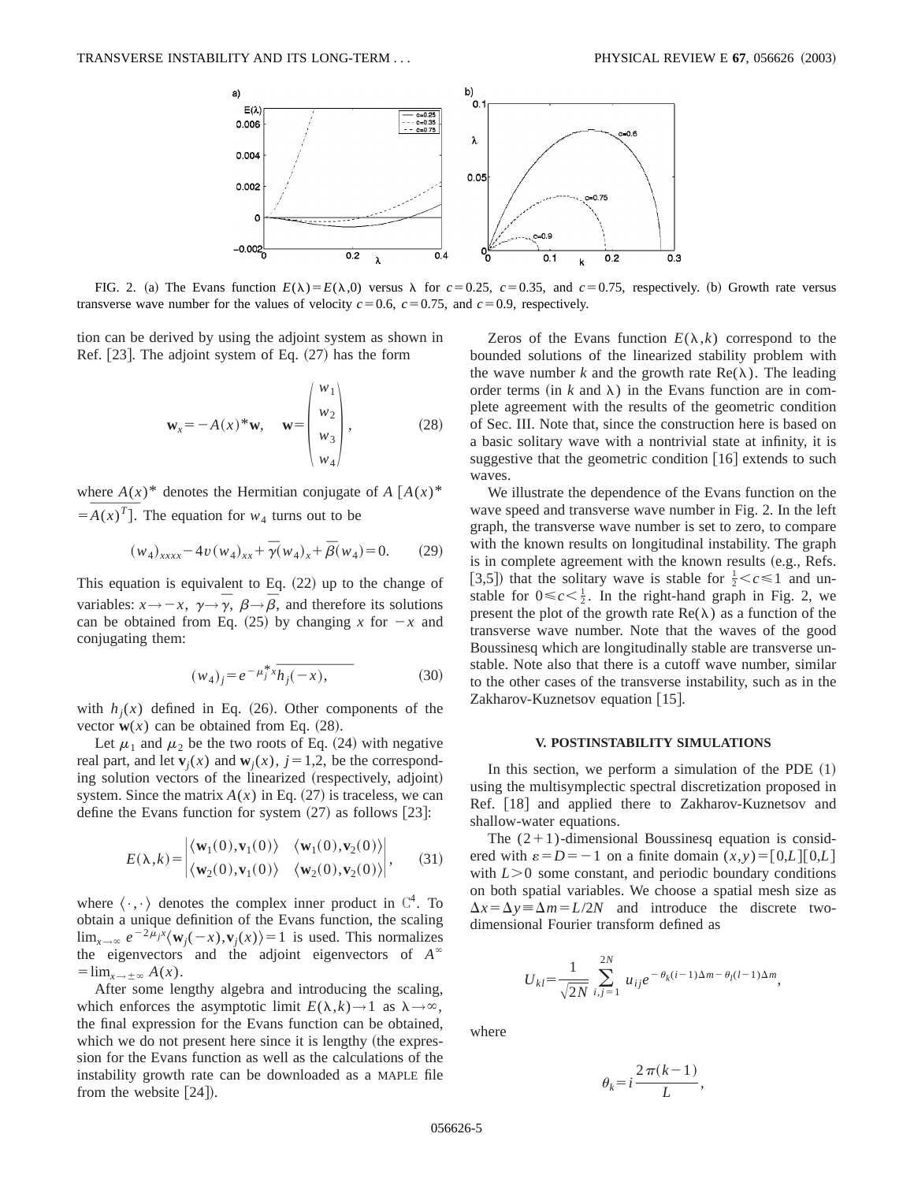FIG. 2. (a) The Evans function $E(\lambda)=E(\lambda,0)$ versus $\lambda$ for $c=0.25$, $c=0.35$, and $c=0.75$, respectively. (b) Growth rate versus transverse wave number for the values of velocity $c=0.6$, $c=0.75$, and $c=0.9$, respectively.

tion can be derived by using the adjoint system as shown in Ref. [23]. The adjoint system of Eq. (27) has the form

$$\mathbf{w}_x = -A(x)^* \mathbf{w}, \quad \mathbf{w} = \begin{pmatrix} w_1 \\ w_2 \\ w_3 \\ w_4 \end{pmatrix}, \tag{28}$$

where $A(x)^*$ denotes the Hermitian conjugate of $A$ $[A(x)^* = \overline{A(x)^T}]$. The equation for $w_4$ turns out to be

$$(w_4)_{xxxx} - 4v(w_4)_{xx} + \overline{\gamma}(w_4)_x + \overline{\beta}(w_4) = 0. \tag{29}$$

This equation is equivalent to Eq. (22) up to the change of variables: $x \to -x$, $\gamma \to \overline{\gamma}$, $\beta \to \overline{\beta}$, and therefore its solutions can be obtained from Eq. (25) by changing $x$ for $-x$ and conjugating them:

$$(w_4)_j = e^{-\mu_j^* x} \overline{h_j(-x)}, \tag{30}$$

with $h_j(x)$ defined in Eq. (26). Other components of the vector $\mathbf{w}(x)$ can be obtained from Eq. (28).

Let $\mu_1$ and $\mu_2$ be the two roots of Eq. (24) with negative real part, and let $\mathbf{v}_j(x)$ and $\mathbf{w}_j(x)$, $j=1,2$, be the corresponding solution vectors of the linearized (respectively, adjoint) system. Since the matrix $A(x)$ in Eq. (27) is traceless, we can define the Evans function for system (27) as follows [23]:

$$E(\lambda,k) = \begin{vmatrix} \langle \mathbf{w}_1(0), \mathbf{v}_1(0) \rangle & \langle \mathbf{w}_1(0), \mathbf{v}_2(0) \rangle \\ \langle \mathbf{w}_2(0), \mathbf{v}_1(0) \rangle & \langle \mathbf{w}_2(0), \mathbf{v}_2(0) \rangle \end{vmatrix}, \tag{31}$$

where $\langle \cdot, \cdot \rangle$ denotes the complex inner product in $\mathbb{C}^4$. To obtain a unique definition of the Evans function, the scaling $\lim_{x\to\infty} e^{-2\mu_j x} \langle \mathbf{w}_j(-x), \mathbf{v}_j(x) \rangle = 1$ is used. This normalizes the eigenvectors and the adjoint eigenvectors of $A^\infty = \lim_{x\to\pm\infty} A(x)$.

After some lengthy algebra and introducing the scaling, which enforces the asymptotic limit $E(\lambda,k) \to 1$ as $\lambda \to \infty$, the final expression for the Evans function can be obtained, which we do not present here since it is lengthy (the expression for the Evans function as well as the calculations of the instability growth rate can be downloaded as a MAPLE file from the website [24]).

Zeros of the Evans function $E(\lambda,k)$ correspond to the bounded solutions of the linearized stability problem with the wave number $k$ and the growth rate $\mathrm{Re}(\lambda)$. The leading order terms (in $k$ and $\lambda$) in the Evans function are in complete agreement with the results of the geometric condition of Sec. III. Note that, since the construction here is based on a basic solitary wave with a nontrivial state at infinity, it is suggestive that the geometric condition [16] extends to such waves.

We illustrate the dependence of the Evans function on the wave speed and transverse wave number in Fig. 2. In the left graph, the transverse wave number is set to zero, to compare with the known results on longitudinal instability. The graph is in complete agreement with the known results (e.g., Refs. [3,5]) that the solitary wave is stable for $\frac{1}{2} < c \leq 1$ and unstable for $0 \leq c < \frac{1}{2}$. In the right-hand graph in Fig. 2, we present the plot of the growth rate $\mathrm{Re}(\lambda)$ as a function of the transverse wave number. Note that the waves of the good Boussinesq which are longitudinally stable are transverse unstable. Note also that there is a cutoff wave number, similar to the other cases of the transverse instability, such as in the Zakharov-Kuznetsov equation [15].

## V. POSTINSTABILITY SIMULATIONS

In this section, we perform a simulation of the PDE (1) using the multisymplectic spectral discretization proposed in Ref. [18] and applied there to Zakharov-Kuznetsov and shallow-water equations.

The (2+1)-dimensional Boussinesq equation is considered with $\varepsilon = D = -1$ on a finite domain $(x,y) = [0,L][0,L]$ with $L > 0$ some constant, and periodic boundary conditions on both spatial variables. We choose a spatial mesh size as $\Delta x = \Delta y \equiv \Delta m = L/2N$ and introduce the discrete two-dimensional Fourier transform defined as

$$U_{kl} = \frac{1}{\sqrt{2N}} \sum_{i,j=1}^{2N} u_{ij} e^{-\theta_k (i-1)\Delta m - \theta_l (l-1)\Delta m},$$

where

$$\theta_k = i\frac{2\pi(k-1)}{L},$$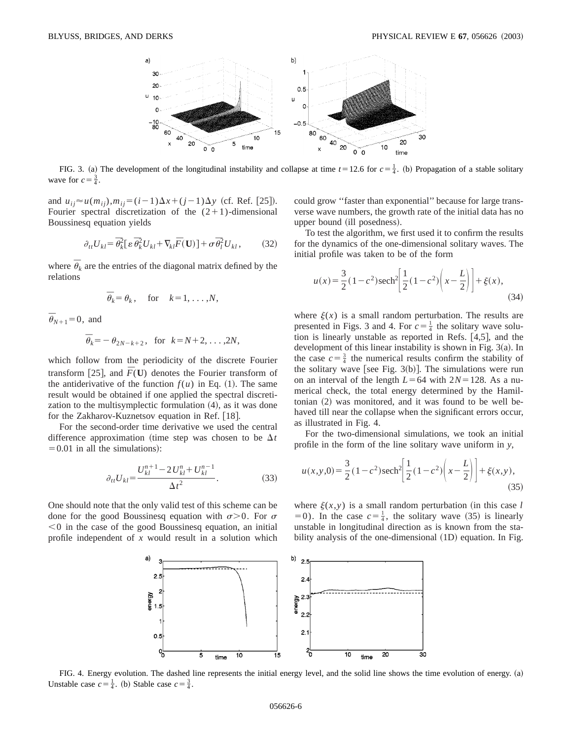FIG. 3. (a) The development of the longitudinal instability and collapse at time $t=12.6$ for $c=\frac{1}{4}$. (b) Propagation of a stable solitary wave for $c=\frac{3}{4}$.

and $u_{ij}\approx u(m_{ij}), m_{ij}=(i-1)\Delta x+(j-1)\Delta y$ (cf. Ref. [25]). Fourier spectral discretization of the $(2+1)$-dimensional Boussinesq equation yields

$$\partial_{tt}U_{kl}=\bar{\theta}_k^2[\varepsilon\bar{\theta}_k^2 U_{kl}+\nabla_{kl}\bar{F}(\mathbf{U})]+\sigma\bar{\theta}_l^2 U_{kl}, \tag{32}$$

where $\bar{\theta}_k$ are the entries of the diagonal matrix defined by the relations

$$\bar{\theta}_k=\theta_k, \quad \text{for} \quad k=1,\ldots,N,$$

$\bar{\theta}_{N+1}=0$, and

$$\bar{\theta}_k=-\theta_{2N-k+2}, \quad \text{for} \quad k=N+2,\ldots,2N,$$

which follow from the periodicity of the discrete Fourier transform [25], and $\bar{F}(\mathbf{U})$ denotes the Fourier transform of the antiderivative of the function $f(u)$ in Eq. (1). The same result would be obtained if one applied the spectral discretization to the multisymplectic formulation (4), as it was done for the Zakharov-Kuznetsov equation in Ref. [18].

For the second-order time derivative we used the central difference approximation (time step was chosen to be $\Delta t=0.01$ in all the simulations):

$$\partial_{tt}U_{kl}=\frac{U_{kl}^{n+1}-2U_{kl}^{n}+U_{kl}^{n-1}}{\Delta t^2}. \tag{33}$$

One should note that the only valid test of this scheme can be done for the good Boussinesq equation with $\sigma>0$. For $\sigma<0$ in the case of the good Boussinesq equation, an initial profile independent of $x$ would result in a solution which could grow "faster than exponential" because for large transverse wave numbers, the growth rate of the initial data has no upper bound (ill posedness).

To test the algorithm, we first used it to confirm the results for the dynamics of the one-dimensional solitary waves. The initial profile was taken to be of the form

$$u(x)=\frac{3}{2}(1-c^2)\operatorname{sech}^2\left[\frac{1}{2}(1-c^2)\left(x-\frac{L}{2}\right)\right]+\xi(x), \tag{34}$$

where $\xi(x)$ is a small random perturbation. The results are presented in Figs. 3 and 4. For $c=\frac{1}{4}$ the solitary wave solution is linearly unstable as reported in Refs. [4,5], and the development of this linear instability is shown in Fig. 3(a). In the case $c=\frac{3}{4}$ the numerical results confirm the stability of the solitary wave [see Fig. 3(b)]. The simulations were run on an interval of the length $L=64$ with $2N=128$. As a numerical check, the total energy determined by the Hamiltonian (2) was monitored, and it was found to be well behaved till near the collapse when the significant errors occur, as illustrated in Fig. 4.

For the two-dimensional simulations, we took an initial profile in the form of the line solitary wave uniform in $y$,

$$u(x,y,0)=\frac{3}{2}(1-c^2)\operatorname{sech}^2\left[\frac{1}{2}(1-c^2)\left(x-\frac{L}{2}\right)\right]+\xi(x,y), \tag{35}$$

where $\xi(x,y)$ is a small random perturbation (in this case $l=0$). In the case $c=\frac{1}{4}$, the solitary wave (35) is linearly unstable in longitudinal direction as is known from the stability analysis of the one-dimensional (1D) equation. In Fig.

FIG. 4. Energy evolution. The dashed line represents the initial energy level, and the solid line shows the time evolution of energy. (a) Unstable case $c=\frac{1}{4}$. (b) Stable case $c=\frac{3}{4}$.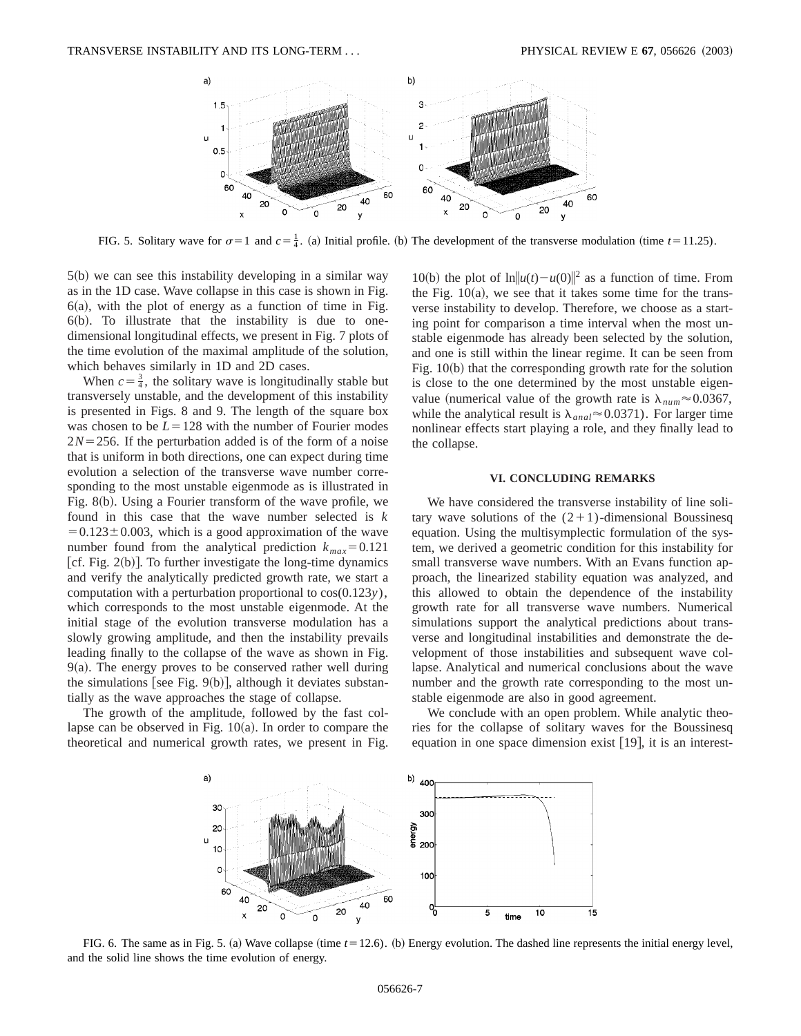FIG. 5. Solitary wave for $\sigma=1$ and $c=\frac{1}{4}$. (a) Initial profile. (b) The development of the transverse modulation (time $t=11.25$).

5(b) we can see this instability developing in a similar way as in the 1D case. Wave collapse in this case is shown in Fig. 6(a), with the plot of energy as a function of time in Fig. 6(b). To illustrate that the instability is due to one-dimensional longitudinal effects, we present in Fig. 7 plots of the time evolution of the maximal amplitude of the solution, which behaves similarly in 1D and 2D cases.

When $c=\frac{3}{4}$, the solitary wave is longitudinally stable but transversely unstable, and the development of this instability is presented in Figs. 8 and 9. The length of the square box was chosen to be $L=128$ with the number of Fourier modes $2N=256$. If the perturbation added is of the form of a noise that is uniform in both directions, one can expect during time evolution a selection of the transverse wave number corresponding to the most unstable eigenmode as is illustrated in Fig. 8(b). Using a Fourier transform of the wave profile, we found in this case that the wave number selected is $k=0.123\pm0.003$, which is a good approximation of the wave number found from the analytical prediction $k_{max}=0.121$ [cf. Fig. 2(b)]. To further investigate the long-time dynamics and verify the analytically predicted growth rate, we start a computation with a perturbation proportional to $\cos(0.123y)$, which corresponds to the most unstable eigenmode. At the initial stage of the evolution transverse modulation has a slowly growing amplitude, and then the instability prevails leading finally to the collapse of the wave as shown in Fig. 9(a). The energy proves to be conserved rather well during the simulations [see Fig. 9(b)], although it deviates substantially as the wave approaches the stage of collapse.

The growth of the amplitude, followed by the fast collapse can be observed in Fig. 10(a). In order to compare the theoretical and numerical growth rates, we present in Fig. 10(b) the plot of $\ln\|u(t)-u(0)\|^2$ as a function of time. From the Fig. 10(a), we see that it takes some time for the transverse instability to develop. Therefore, we choose as a starting point for comparison a time interval when the most unstable eigenmode has already been selected by the solution, and one is still within the linear regime. It can be seen from Fig. 10(b) that the corresponding growth rate for the solution is close to the one determined by the most unstable eigenvalue (numerical value of the growth rate is $\lambda_{num}\approx0.0367$, while the analytical result is $\lambda_{anal}\approx0.0371$). For larger time nonlinear effects start playing a role, and they finally lead to the collapse.

## VI. CONCLUDING REMARKS

We have considered the transverse instability of line solitary wave solutions of the $(2+1)$-dimensional Boussinesq equation. Using the multisymplectic formulation of the system, we derived a geometric condition for this instability for small transverse wave numbers. With an Evans function approach, the linearized stability equation was analyzed, and this allowed to obtain the dependence of the instability growth rate for all transverse wave numbers. Numerical simulations support the analytical predictions about transverse and longitudinal instabilities and demonstrate the development of those instabilities and subsequent wave collapse. Analytical and numerical conclusions about the wave number and the growth rate corresponding to the most unstable eigenmode are also in good agreement.

We conclude with an open problem. While analytic theories for the collapse of solitary waves for the Boussinesq equation in one space dimension exist [19], it is an interest-

FIG. 6. The same as in Fig. 5. (a) Wave collapse (time $t=12.6$). (b) Energy evolution. The dashed line represents the initial energy level, and the solid line shows the time evolution of energy.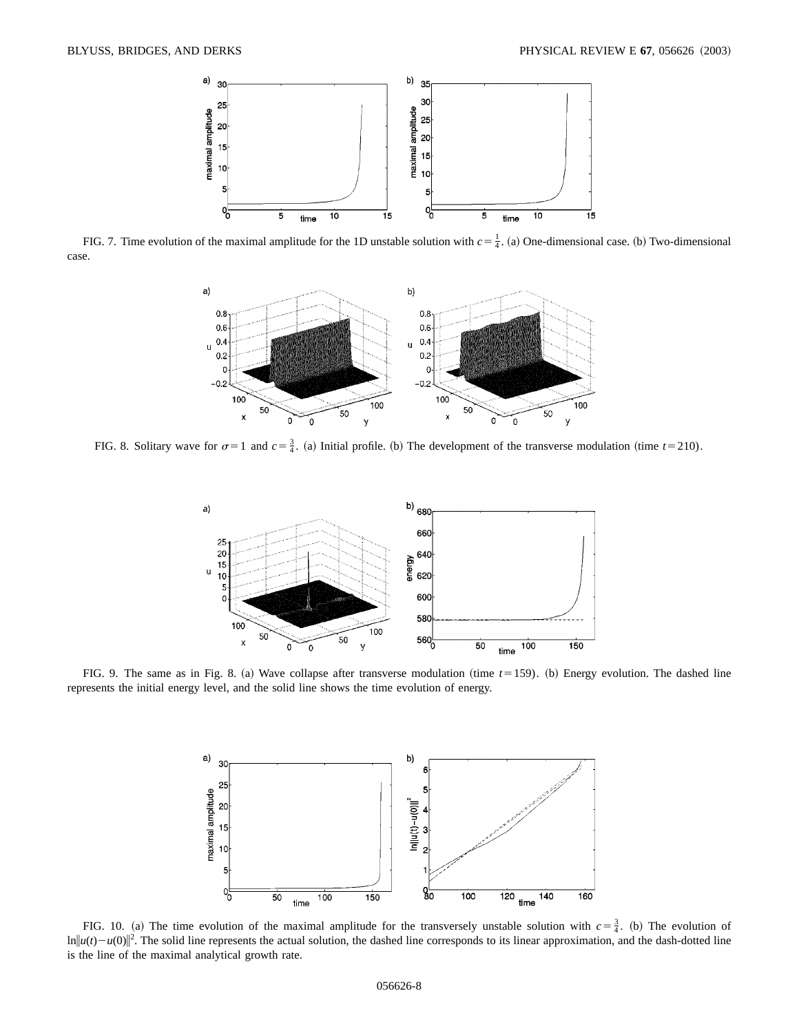FIG. 7. Time evolution of the maximal amplitude for the 1D unstable solution with $c=\frac{1}{4}$. (a) One-dimensional case. (b) Two-dimensional case.

FIG. 8. Solitary wave for $\sigma=1$ and $c=\frac{3}{4}$. (a) Initial profile. (b) The development of the transverse modulation (time $t=210$).

FIG. 9. The same as in Fig. 8. (a) Wave collapse after transverse modulation (time $t=159$). (b) Energy evolution. The dashed line represents the initial energy level, and the solid line shows the time evolution of energy.

FIG. 10. (a) The time evolution of the maximal amplitude for the transversely unstable solution with $c=\frac{3}{4}$. (b) The evolution of $\ln\|u(t)-u(0)\|^2$. The solid line represents the actual solution, the dashed line corresponds to its linear approximation, and the dash-dotted line is the line of the maximal analytical growth rate.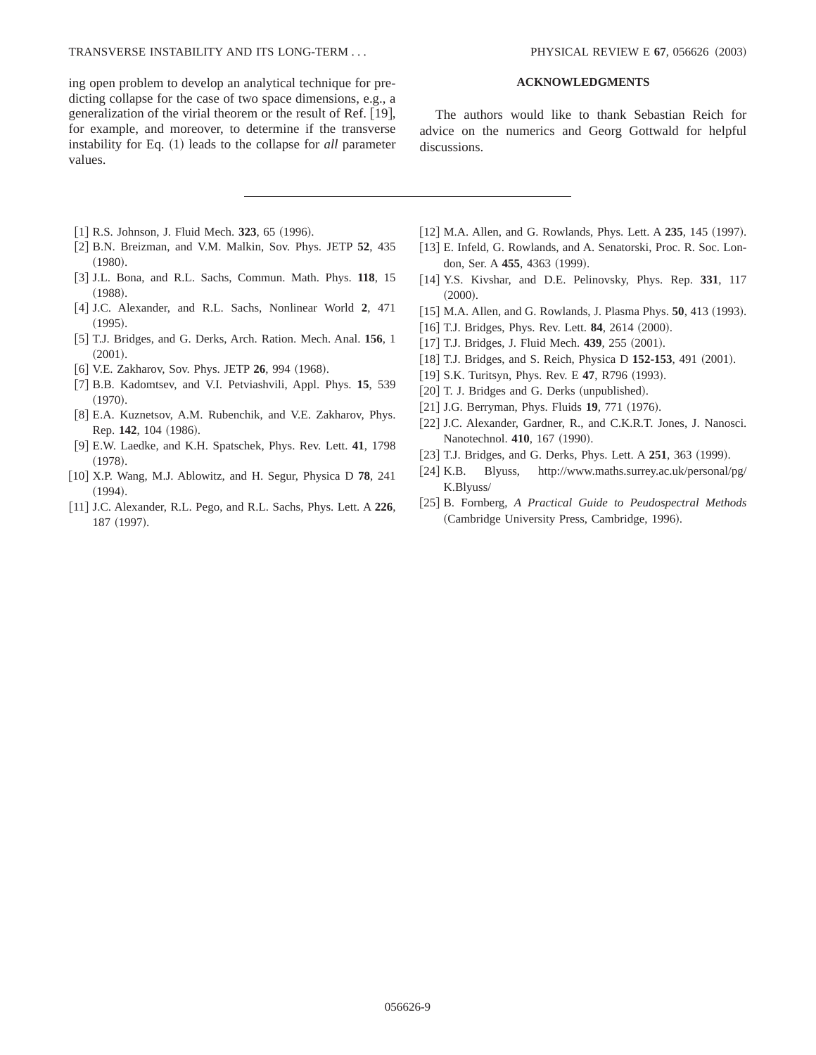ing open problem to develop an analytical technique for predicting collapse for the case of two space dimensions, e.g., a generalization of the virial theorem or the result of Ref. [19], for example, and moreover, to determine if the transverse instability for Eq. (1) leads to the collapse for *all* parameter values.

## ACKNOWLEDGMENTS

The authors would like to thank Sebastian Reich for advice on the numerics and Georg Gottwald for helpful discussions.

---

[1] R.S. Johnson, J. Fluid Mech. **323**, 65 (1996).
[2] B.N. Breizman, and V.M. Malkin, Sov. Phys. JETP **52**, 435 (1980).
[3] J.L. Bona, and R.L. Sachs, Commun. Math. Phys. **118**, 15 (1988).
[4] J.C. Alexander, and R.L. Sachs, Nonlinear World **2**, 471 (1995).
[5] T.J. Bridges, and G. Derks, Arch. Ration. Mech. Anal. **156**, 1 (2001).
[6] V.E. Zakharov, Sov. Phys. JETP **26**, 994 (1968).
[7] B.B. Kadomtsev, and V.I. Petviashvili, Appl. Phys. **15**, 539 (1970).
[8] E.A. Kuznetsov, A.M. Rubenchik, and V.E. Zakharov, Phys. Rep. **142**, 104 (1986).
[9] E.W. Laedke, and K.H. Spatschek, Phys. Rev. Lett. **41**, 1798 (1978).
[10] X.P. Wang, M.J. Ablowitz, and H. Segur, Physica D **78**, 241 (1994).
[11] J.C. Alexander, R.L. Pego, and R.L. Sachs, Phys. Lett. A **226**, 187 (1997).
[12] M.A. Allen, and G. Rowlands, Phys. Lett. A **235**, 145 (1997).
[13] E. Infeld, G. Rowlands, and A. Senatorski, Proc. R. Soc. London, Ser. A **455**, 4363 (1999).
[14] Y.S. Kivshar, and D.E. Pelinovsky, Phys. Rep. **331**, 117 (2000).
[15] M.A. Allen, and G. Rowlands, J. Plasma Phys. **50**, 413 (1993).
[16] T.J. Bridges, Phys. Rev. Lett. **84**, 2614 (2000).
[17] T.J. Bridges, J. Fluid Mech. **439**, 255 (2001).
[18] T.J. Bridges, and S. Reich, Physica D **152-153**, 491 (2001).
[19] S.K. Turitsyn, Phys. Rev. E **47**, R796 (1993).
[20] T. J. Bridges and G. Derks (unpublished).
[21] J.G. Berryman, Phys. Fluids **19**, 771 (1976).
[22] J.C. Alexander, Gardner, R., and C.K.R.T. Jones, J. Nanosci. Nanotechnol. **410**, 167 (1990).
[23] T.J. Bridges, and G. Derks, Phys. Lett. A **251**, 363 (1999).
[24] K.B. Blyuss, http://www.maths.surrey.ac.uk/personal/pg/K.Blyuss/
[25] B. Fornberg, *A Practical Guide to Peudospectral Methods* (Cambridge University Press, Cambridge, 1996).